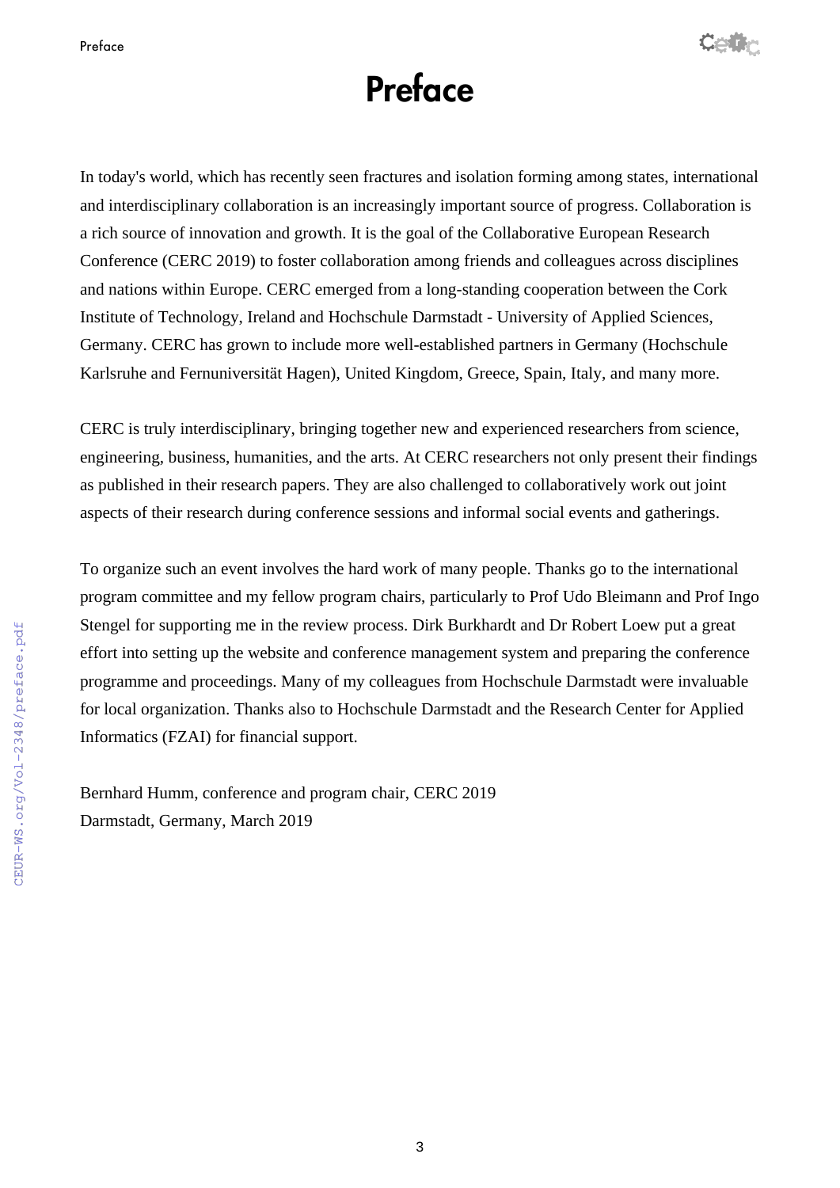# Preface

In today's world, which has recently seen fractures and isolation forming among states, international and interdisciplinary collaboration is an increasingly important source of progress. Collaboration is a rich source of innovation and growth. It is the goal of the Collaborative European Research Conference (CERC 2019) to foster collaboration among friends and colleagues across disciplines and nations within Europe. CERC emerged from a long-standing cooperation between the Cork Institute of Technology, Ireland and Hochschule Darmstadt - University of Applied Sciences, Germany. CERC has grown to include more well-established partners in Germany (Hochschule Karlsruhe and Fernuniversität Hagen), United Kingdom, Greece, Spain, Italy, and many more.

CERC is truly interdisciplinary, bringing together new and experienced researchers from science, engineering, business, humanities, and the arts. At CERC researchers not only present their findings as published in their research papers. They are also challenged to collaboratively work out joint aspects of their research during conference sessions and informal social events and gatherings.

To organize such an event involves the hard work of many people. Thanks go to the international program committee and my fellow program chairs, particularly to Prof Udo Bleimann and Prof Ingo Stengel for supporting me in the review process. Dirk Burkhardt and Dr Robert Loew put a great effort into setting up the website and conference management system and preparing the conference programme and proceedings. Many of my colleagues from Hochschule Darmstadt were invaluable for local organization. Thanks also to Hochschule Darmstadt and the Research Center for Applied Informatics (FZAI) for financial support.

Bernhard Humm, conference and program chair, CERC 2019
Darmstadt, Germany, March 2019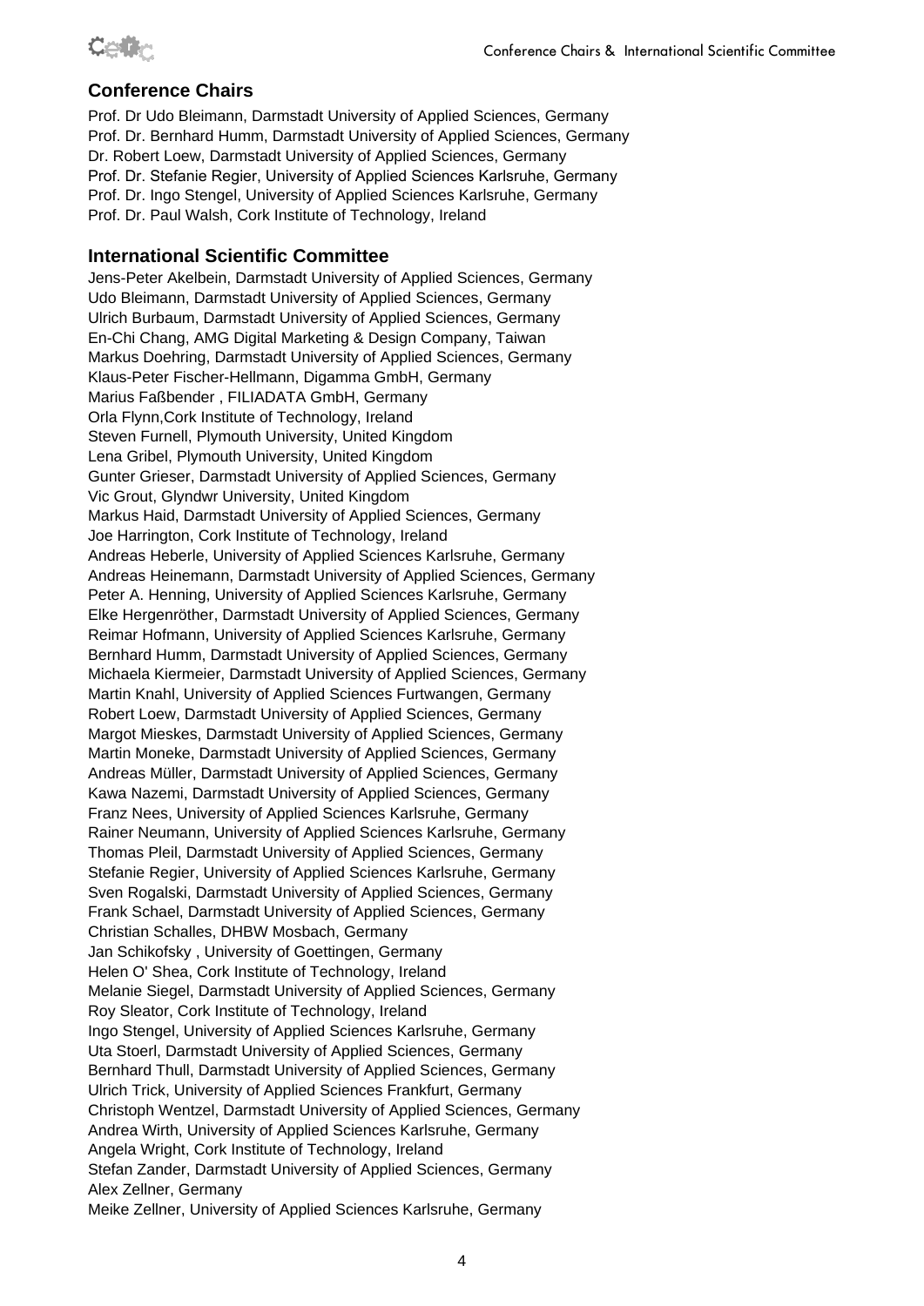## Conference Chairs

Prof. Dr Udo Bleimann, Darmstadt University of Applied Sciences, Germany
Prof. Dr. Bernhard Humm, Darmstadt University of Applied Sciences, Germany
Dr. Robert Loew, Darmstadt University of Applied Sciences, Germany
Prof. Dr. Stefanie Regier, University of Applied Sciences Karlsruhe, Germany
Prof. Dr. Ingo Stengel, University of Applied Sciences Karlsruhe, Germany
Prof. Dr. Paul Walsh, Cork Institute of Technology, Ireland

## International Scientific Committee

Jens-Peter Akelbein, Darmstadt University of Applied Sciences, Germany
Udo Bleimann, Darmstadt University of Applied Sciences, Germany
Ulrich Burbaum, Darmstadt University of Applied Sciences, Germany
En-Chi Chang, AMG Digital Marketing & Design Company, Taiwan
Markus Doehring, Darmstadt University of Applied Sciences, Germany
Klaus-Peter Fischer-Hellmann, Digamma GmbH, Germany
Marius Faßbender , FILIADATA GmbH, Germany
Orla Flynn,Cork Institute of Technology, Ireland
Steven Furnell, Plymouth University, United Kingdom
Lena Gribel, Plymouth University, United Kingdom
Gunter Grieser, Darmstadt University of Applied Sciences, Germany
Vic Grout, Glyndwr University, United Kingdom
Markus Haid, Darmstadt University of Applied Sciences, Germany
Joe Harrington, Cork Institute of Technology, Ireland
Andreas Heberle, University of Applied Sciences Karlsruhe, Germany
Andreas Heinemann, Darmstadt University of Applied Sciences, Germany
Peter A. Henning, University of Applied Sciences Karlsruhe, Germany
Elke Hergenröther, Darmstadt University of Applied Sciences, Germany
Reimar Hofmann, University of Applied Sciences Karlsruhe, Germany
Bernhard Humm, Darmstadt University of Applied Sciences, Germany
Michaela Kiermeier, Darmstadt University of Applied Sciences, Germany
Martin Knahl, University of Applied Sciences Furtwangen, Germany
Robert Loew, Darmstadt University of Applied Sciences, Germany
Margot Mieskes, Darmstadt University of Applied Sciences, Germany
Martin Moneke, Darmstadt University of Applied Sciences, Germany
Andreas Müller, Darmstadt University of Applied Sciences, Germany
Kawa Nazemi, Darmstadt University of Applied Sciences, Germany
Franz Nees, University of Applied Sciences Karlsruhe, Germany
Rainer Neumann, University of Applied Sciences Karlsruhe, Germany
Thomas Pleil, Darmstadt University of Applied Sciences, Germany
Stefanie Regier, University of Applied Sciences Karlsruhe, Germany
Sven Rogalski, Darmstadt University of Applied Sciences, Germany
Frank Schael, Darmstadt University of Applied Sciences, Germany
Christian Schalles, DHBW Mosbach, Germany
Jan Schikofsky , University of Goettingen, Germany
Helen O' Shea, Cork Institute of Technology, Ireland
Melanie Siegel, Darmstadt University of Applied Sciences, Germany
Roy Sleator, Cork Institute of Technology, Ireland
Ingo Stengel, University of Applied Sciences Karlsruhe, Germany
Uta Stoerl, Darmstadt University of Applied Sciences, Germany
Bernhard Thull, Darmstadt University of Applied Sciences, Germany
Ulrich Trick, University of Applied Sciences Frankfurt, Germany
Christoph Wentzel, Darmstadt University of Applied Sciences, Germany
Andrea Wirth, University of Applied Sciences Karlsruhe, Germany
Angela Wright, Cork Institute of Technology, Ireland
Stefan Zander, Darmstadt University of Applied Sciences, Germany
Alex Zellner, Germany
Meike Zellner, University of Applied Sciences Karlsruhe, Germany